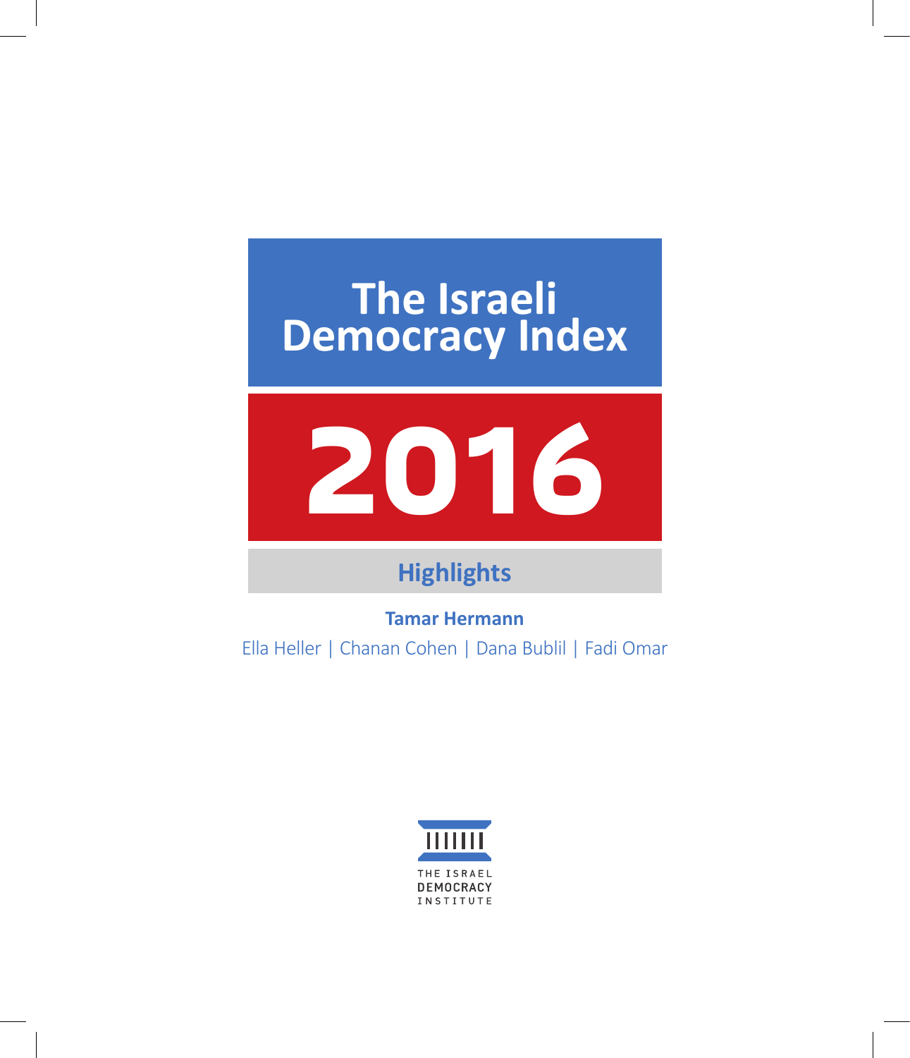# The Israeli Democracy Index

# 2016

## Highlights

**Tamar Hermann**

Ella Heller | Chanan Cohen | Dana Bublil | Fadi Omar

THE ISRAEL DEMOCRACY INSTITUTE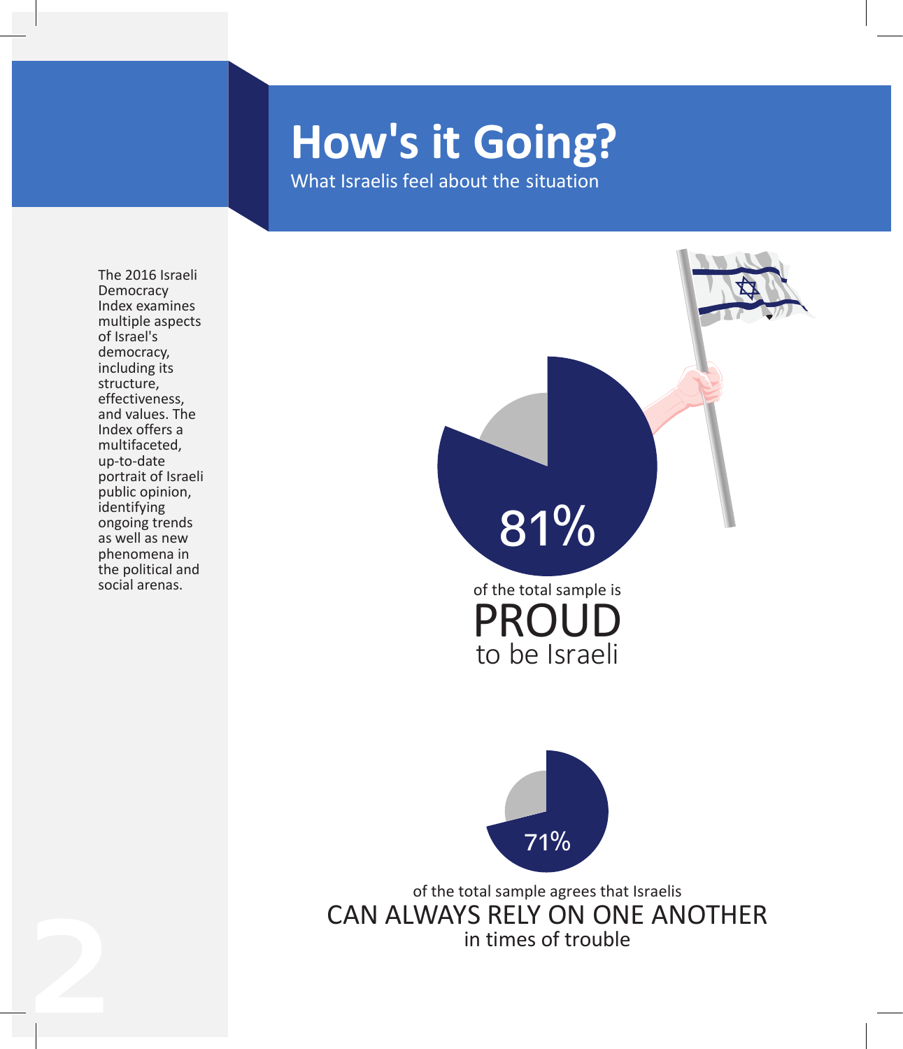# How's it Going?

What Israelis feel about the situation

The 2016 Israeli Democracy Index examines multiple aspects of Israel's democracy, including its structure, effectiveness, and values. The Index offers a multifaceted, up-to-date portrait of Israeli public opinion, identifying ongoing trends as well as new phenomena in the political and social arenas.

81%

of the total sample is **PROUD** to be Israeli

71%

of the total sample agrees that Israelis **CAN ALWAYS RELY ON ONE ANOTHER** in times of trouble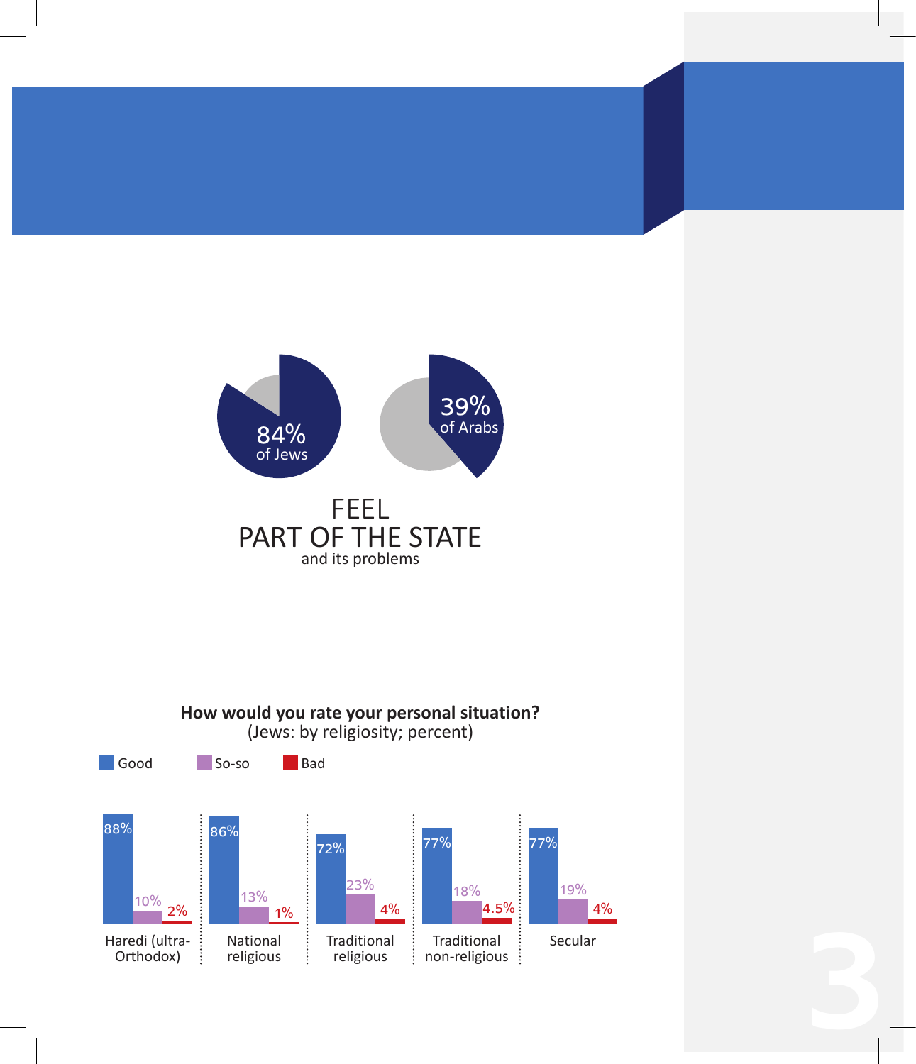84% of Jews

39% of Arabs

FEEL
PART OF THE STATE
and its problems

**How would you rate your personal situation?**
(Jews: by religiosity; percent)

| | Good | So-so | Bad |
|---|---|---|---|
| Haredi (ultra-Orthodox) | 88% | 10% | 2% |
| National religious | 86% | 13% | 1% |
| Traditional religious | 72% | 23% | 4% |
| Traditional non-religious | 77% | 18% | 4.5% |
| Secular | 77% | 19% | 4% |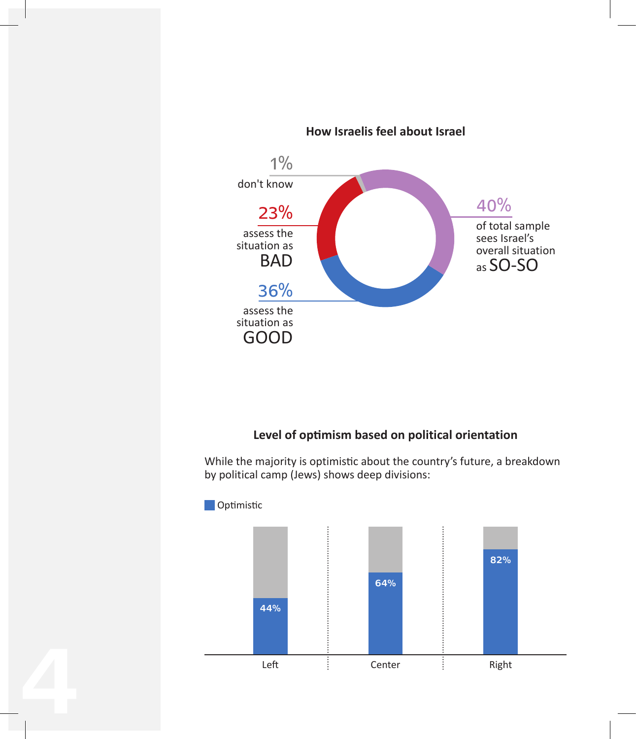**How Israelis feel about Israel**

1% don't know

23% assess the situation as BAD

36% assess the situation as GOOD

40% of total sample sees Israel's overall situation as SO-SO

**Level of optimism based on political orientation**

While the majority is optimistic about the country's future, a breakdown by political camp (Jews) shows deep divisions:

| | Left | Center | Right |
|---|---|---|---|
| Optimistic | 44% | 64% | 82% |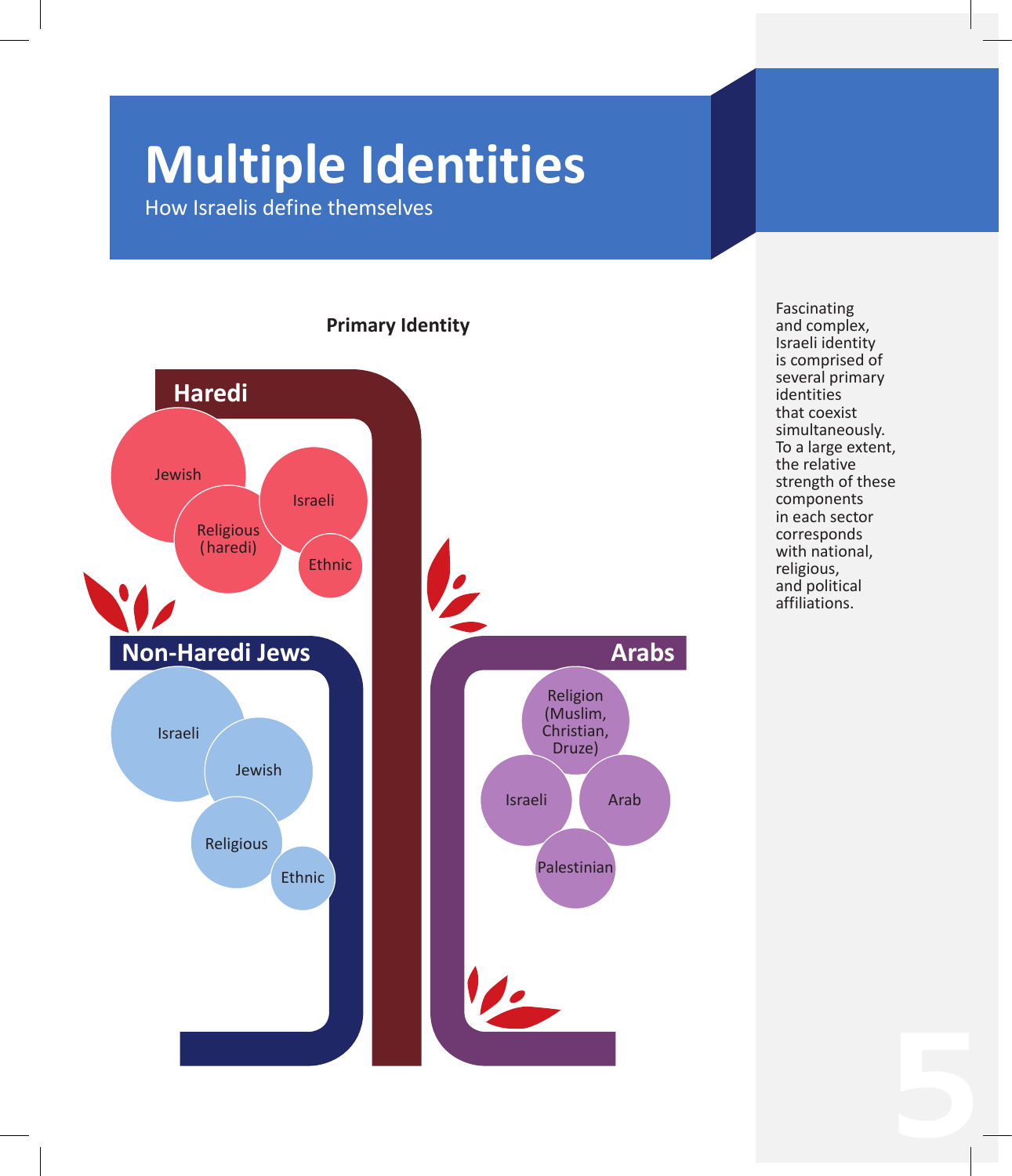# Multiple Identities

How Israelis define themselves

**Primary Identity**

## Haredi

Jewish

Religious (haredi)

Israeli

Ethnic

## Non-Haredi Jews

Israeli

Jewish

Religious

Ethnic

## Arabs

Religion (Muslim, Christian, Druze)

Israeli

Arab

Palestinian

Fascinating and complex, Israeli identity is comprised of several primary identities that coexist simultaneously. To a large extent, the relative strength of these components in each sector corresponds with national, religious, and political affiliations.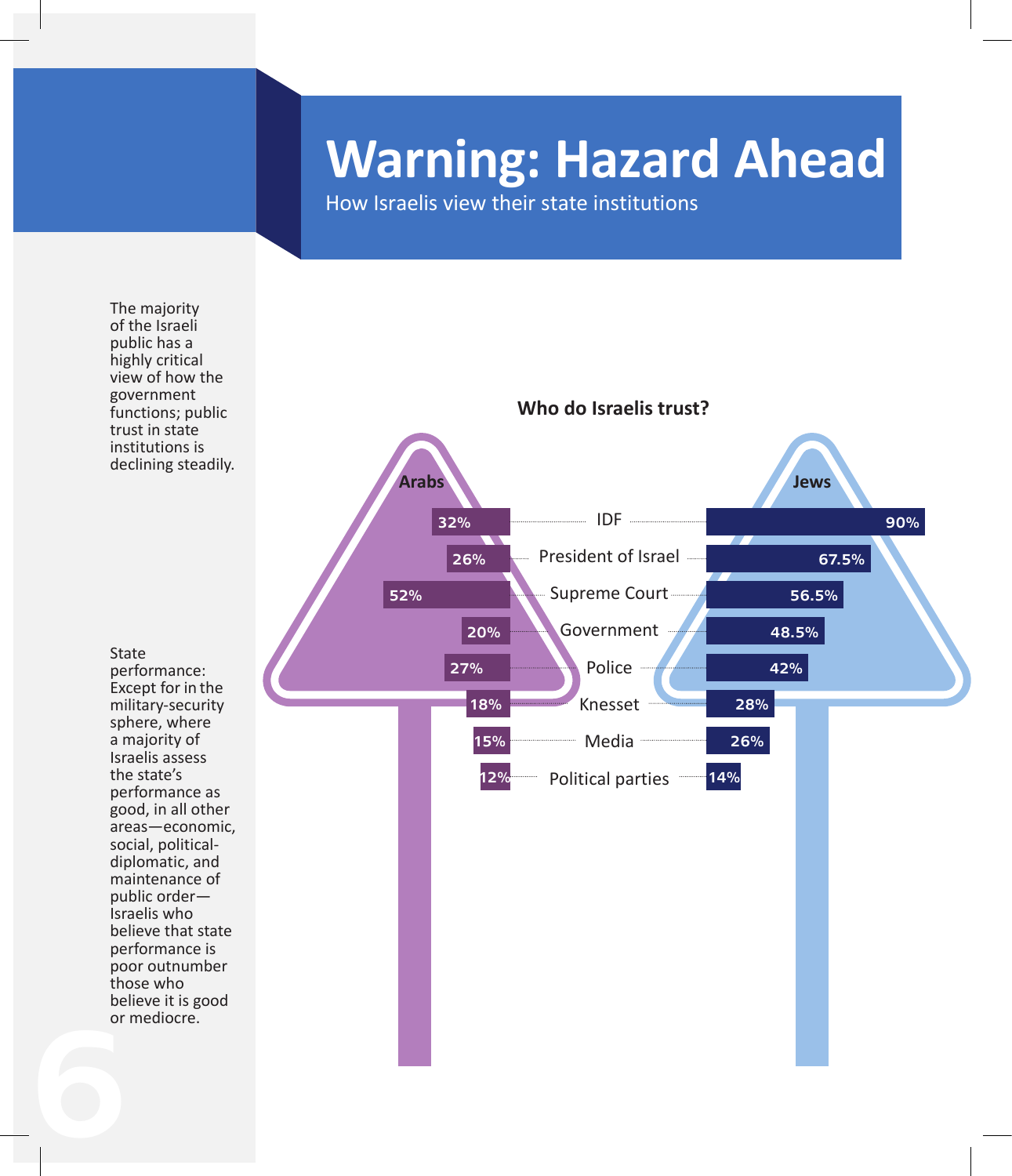# Warning: Hazard Ahead

How Israelis view their state institutions

The majority of the Israeli public has a highly critical view of how the government functions; public trust in state institutions is declining steadily.

State performance: Except for in the military-security sphere, where a majority of Israelis assess the state's performance as good, in all other areas—economic, social, political-diplomatic, and maintenance of public order—Israelis who believe that state performance is poor outnumber those who believe it is good or mediocre.

**Who do Israelis trust?**

| Arabs | Institution | Jews |
|---|---|---|
| 32% | IDF | 90% |
| 26% | President of Israel | 67.5% |
| 52% | Supreme Court | 56.5% |
| 20% | Government | 48.5% |
| 27% | Police | 42% |
| 18% | Knesset | 28% |
| 15% | Media | 26% |
| 12% | Political parties | 14% |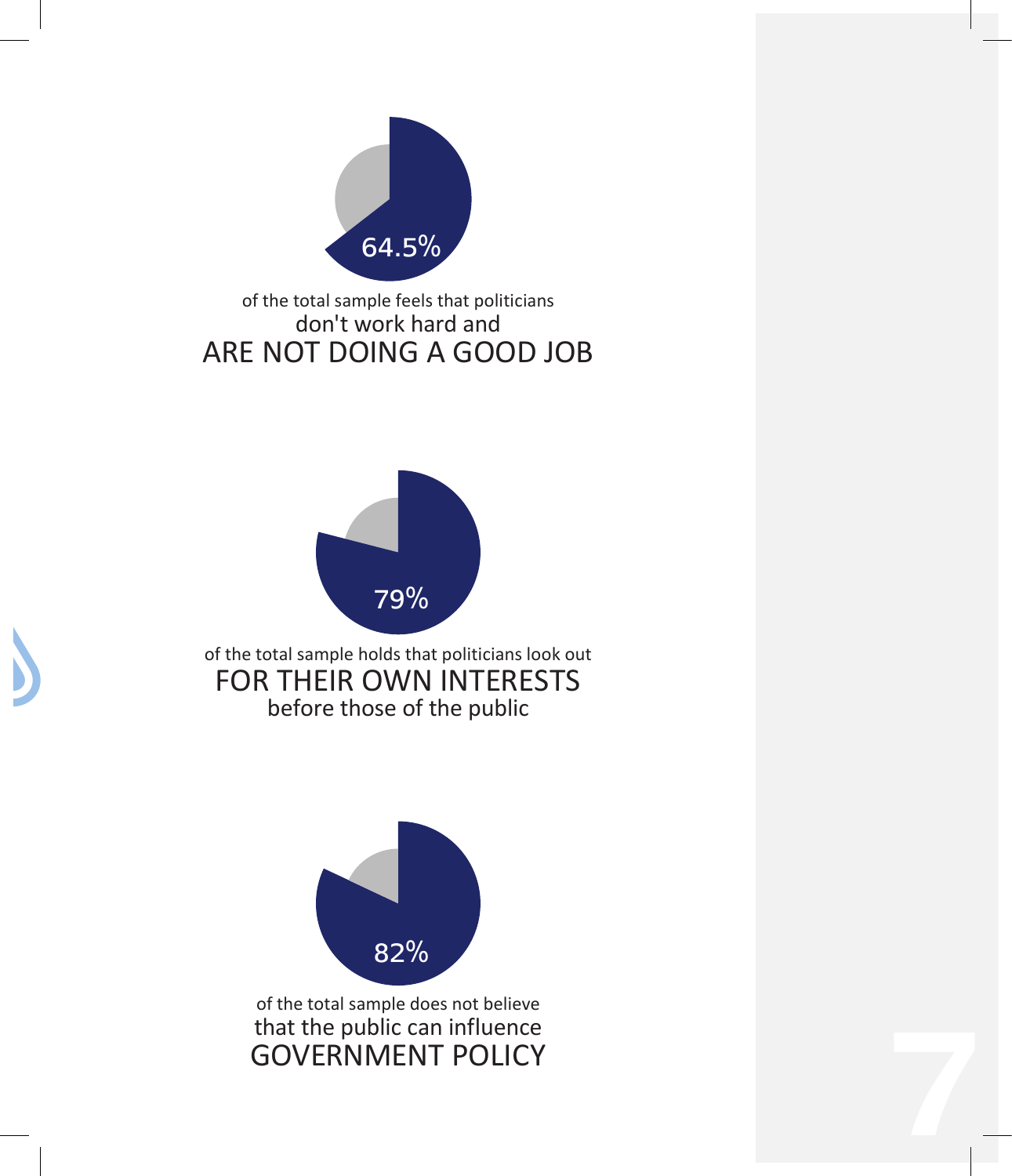64.5%

of the total sample feels that politicians
don't work hard and
ARE NOT DOING A GOOD JOB

79%

of the total sample holds that politicians look out
FOR THEIR OWN INTERESTS
before those of the public

82%

of the total sample does not believe
that the public can influence
GOVERNMENT POLICY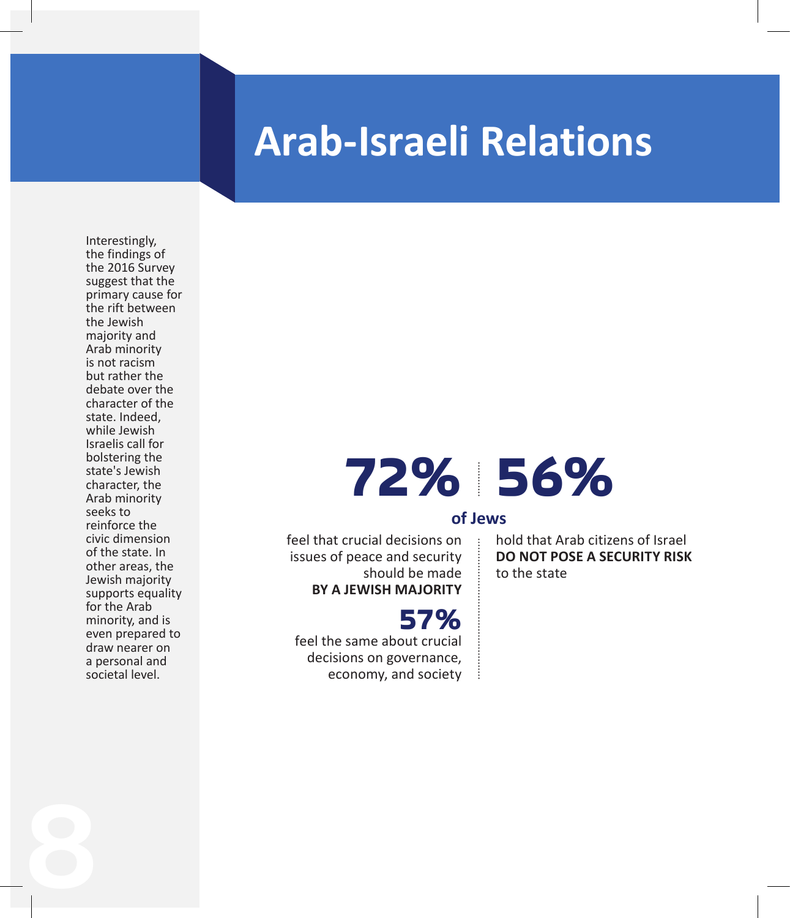# Arab-Israeli Relations

Interestingly, the findings of the 2016 Survey suggest that the primary cause for the rift between the Jewish majority and Arab minority is not racism but rather the debate over the character of the state. Indeed, while Jewish Israelis call for bolstering the state's Jewish character, the Arab minority seeks to reinforce the civic dimension of the state. In other areas, the Jewish majority supports equality for the Arab minority, and is even prepared to draw nearer on a personal and societal level.

**of Jews**

**72%**

feel that crucial decisions on issues of peace and security should be made **BY A JEWISH MAJORITY**

**57%**

feel the same about crucial decisions on governance, economy, and society

**56%**

hold that Arab citizens of Israel **DO NOT POSE A SECURITY RISK** to the state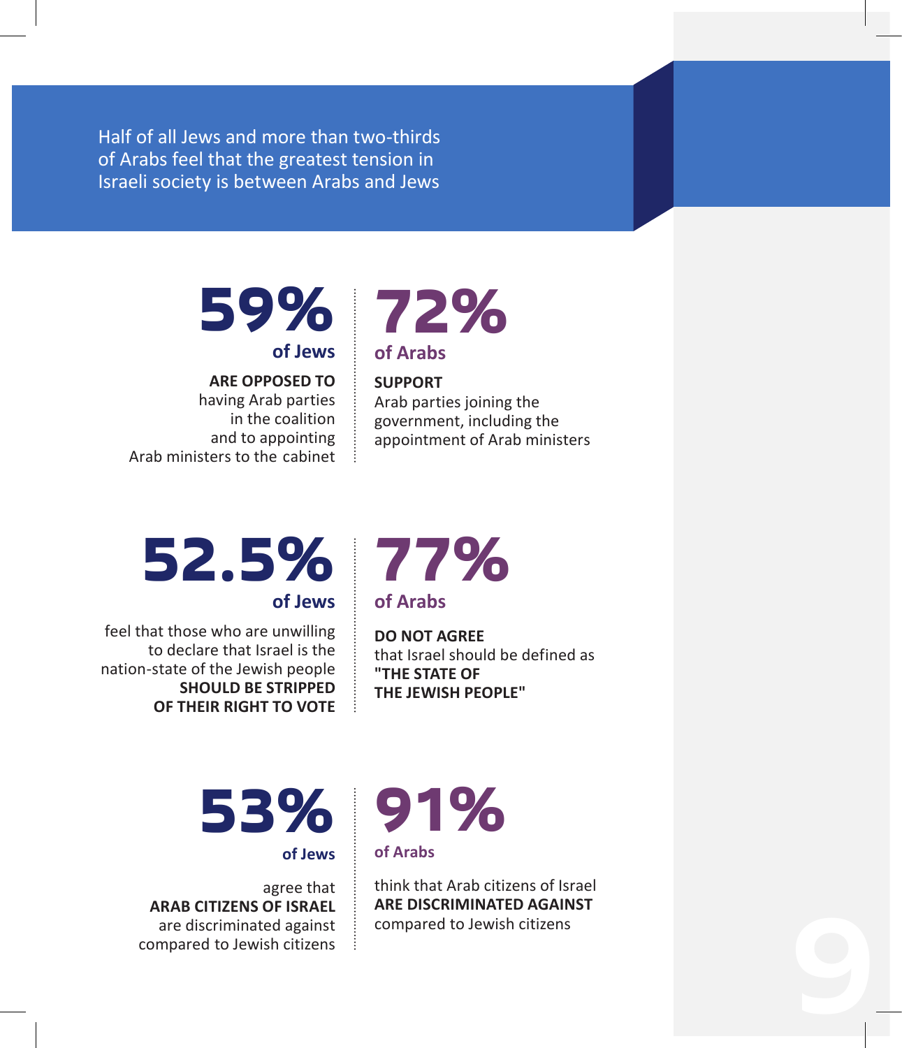Half of all Jews and more than two-thirds of Arabs feel that the greatest tension in Israeli society is between Arabs and Jews

**59%**
**of Jews**

**ARE OPPOSED TO** having Arab parties in the coalition and to appointing Arab ministers to the cabinet

**72%**
**of Arabs**

**SUPPORT** Arab parties joining the government, including the appointment of Arab ministers

**52.5%**
**of Jews**

feel that those who are unwilling to declare that Israel is the nation-state of the Jewish people **SHOULD BE STRIPPED OF THEIR RIGHT TO VOTE**

**77%**
**of Arabs**

**DO NOT AGREE** that Israel should be defined as **"THE STATE OF THE JEWISH PEOPLE"**

**53%**
**of Jews**

agree that **ARAB CITIZENS OF ISRAEL** are discriminated against compared to Jewish citizens

**91%**
**of Arabs**

think that Arab citizens of Israel **ARE DISCRIMINATED AGAINST** compared to Jewish citizens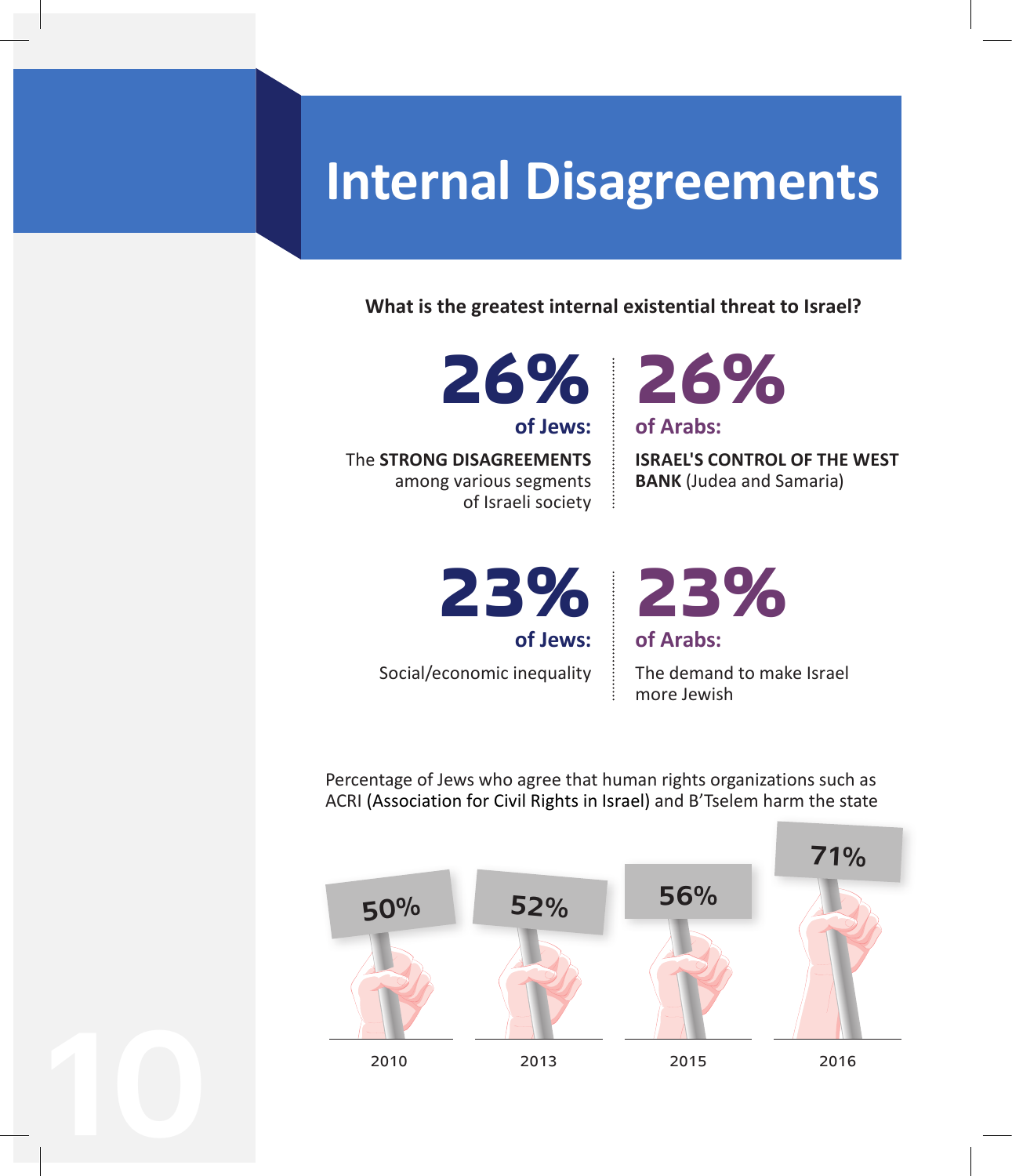# Internal Disagreements

**What is the greatest internal existential threat to Israel?**

**26%**
**of Jews:**
The **STRONG DISAGREEMENTS** among various segments of Israeli society

**26%**
**of Arabs:**
**ISRAEL'S CONTROL OF THE WEST BANK** (Judea and Samaria)

**23%**
**of Jews:**
Social/economic inequality

**23%**
**of Arabs:**
The demand to make Israel more Jewish

Percentage of Jews who agree that human rights organizations such as ACRI (Association for Civil Rights in Israel) and B'Tselem harm the state

| 2010 | 2013 | 2015 | 2016 |
|---|---|---|---|
| 50% | 52% | 56% | 71% |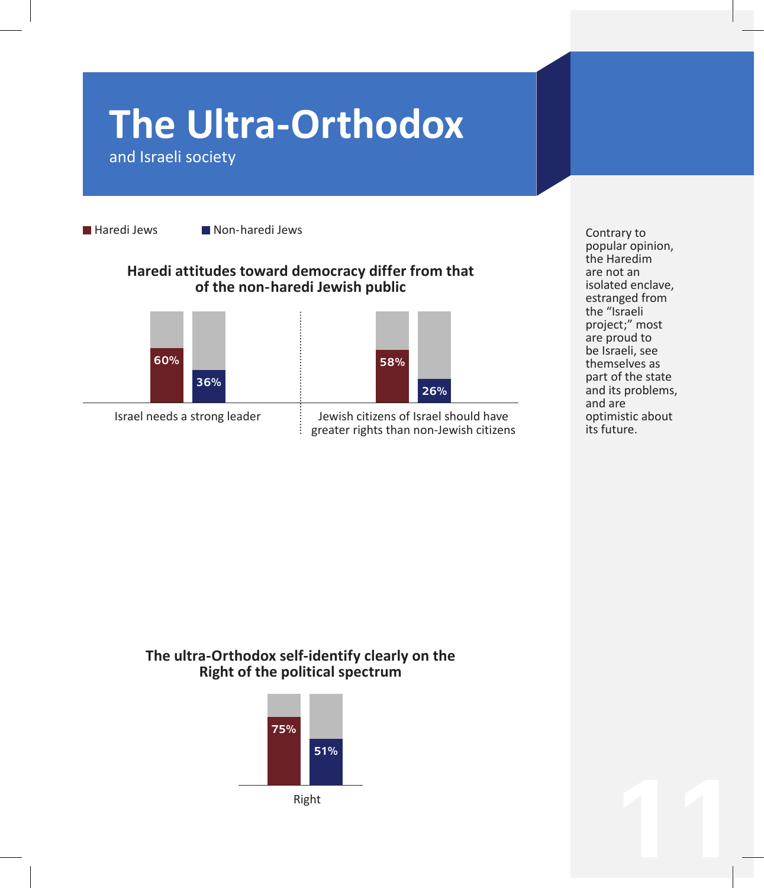# The Ultra-Orthodox

and Israeli society

## Haredi attitudes toward democracy differ from that of the non-haredi Jewish public

| | Haredi Jews | Non-haredi Jews |
|---|---|---|
| Israel needs a strong leader | 60% | 36% |
| Jewish citizens of Israel should have greater rights than non-Jewish citizens | 58% | 26% |

## The ultra-Orthodox self-identify clearly on the Right of the political spectrum

| | Haredi Jews | Non-haredi Jews |
|---|---|---|
| Right | 75% | 51% |

Contrary to popular opinion, the Haredim are not an isolated enclave, estranged from the "Israeli project;" most are proud to be Israeli, see themselves as part of the state and its problems, and are optimistic about its future.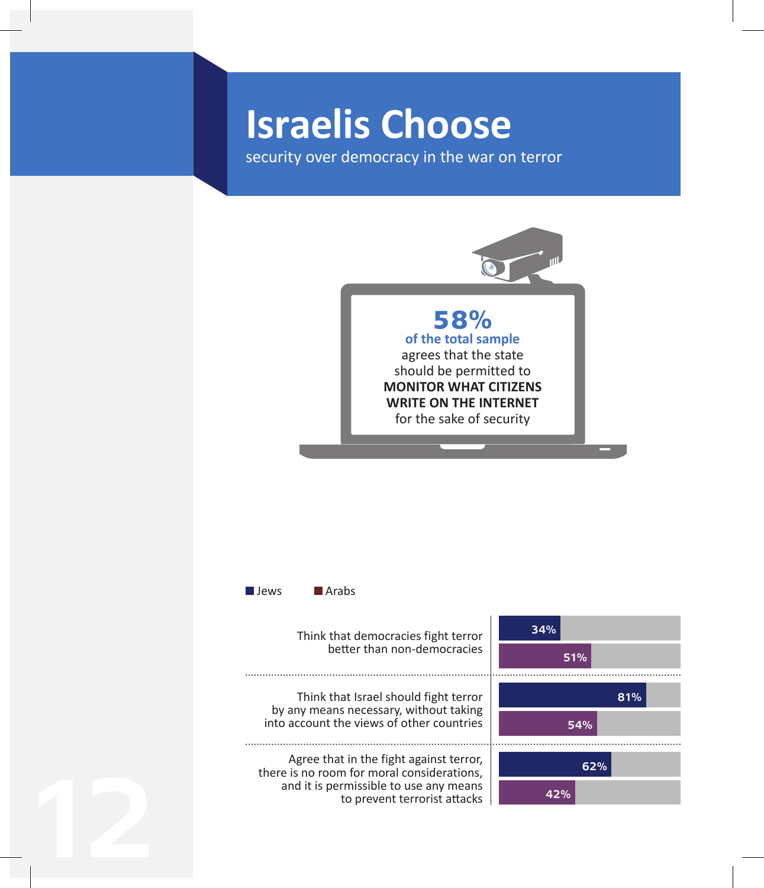# Israelis Choose

security over democracy in the war on terror

**58%**
**of the total sample**
agrees that the state should be permitted to **MONITOR WHAT CITIZENS WRITE ON THE INTERNET** for the sake of security

| | Jews | Arabs |
|---|---|---|
| Think that democracies fight terror better than non-democracies | 34% | 51% |
| Think that Israel should fight terror by any means necessary, without taking into account the views of other countries | 81% | 54% |
| Agree that in the fight against terror, there is no room for moral considerations, and it is permissible to use any means to prevent terrorist attacks | 62% | 42% |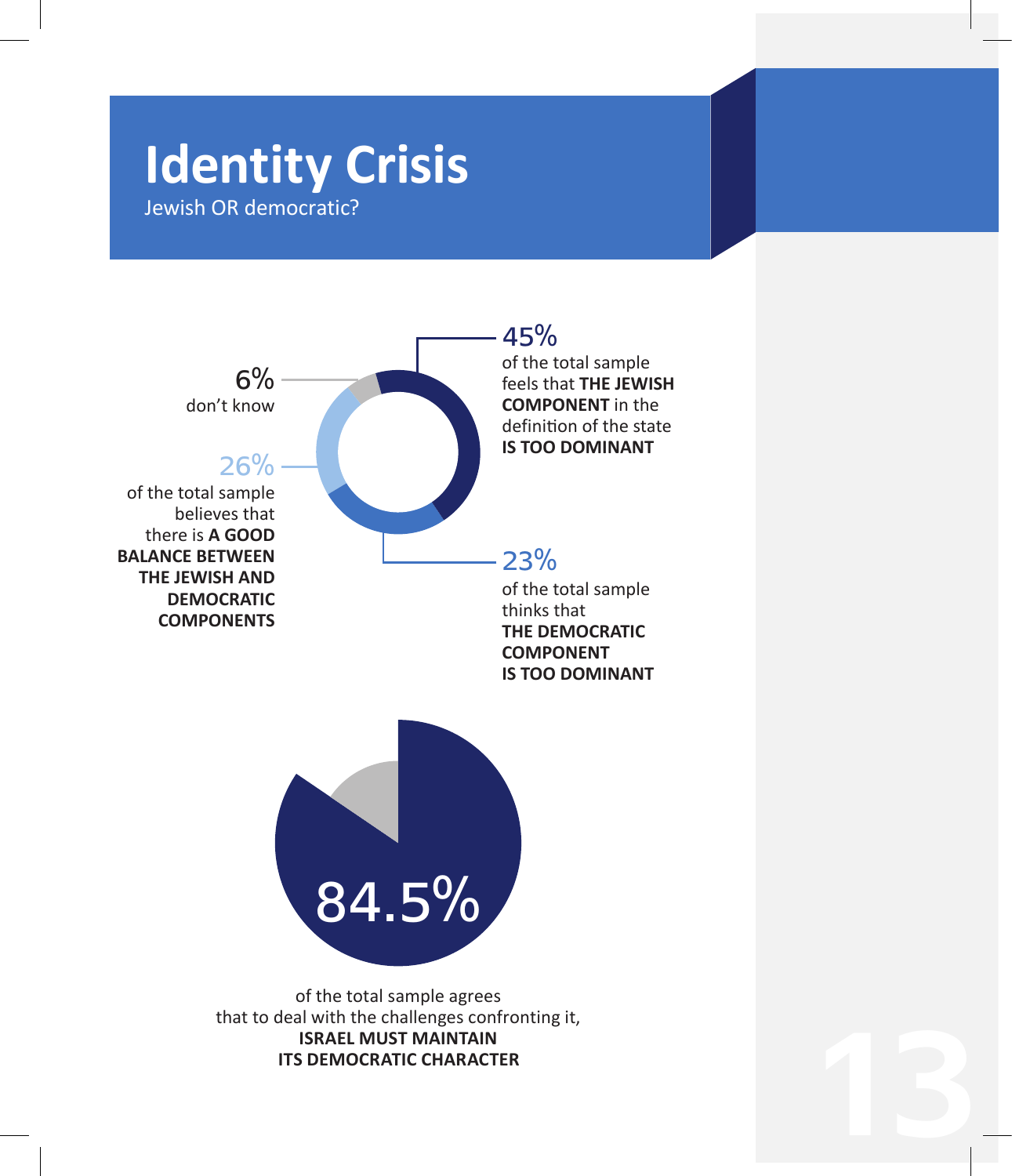# Identity Crisis

Jewish OR democratic?

**45%**
of the total sample feels that **THE JEWISH COMPONENT** in the definition of the state **IS TOO DOMINANT**

**6%**
don't know

**26%**
of the total sample believes that there is **A GOOD BALANCE BETWEEN THE JEWISH AND DEMOCRATIC COMPONENTS**

**23%**
of the total sample thinks that **THE DEMOCRATIC COMPONENT IS TOO DOMINANT**

**84.5%**

of the total sample agrees that to deal with the challenges confronting it, **ISRAEL MUST MAINTAIN ITS DEMOCRATIC CHARACTER**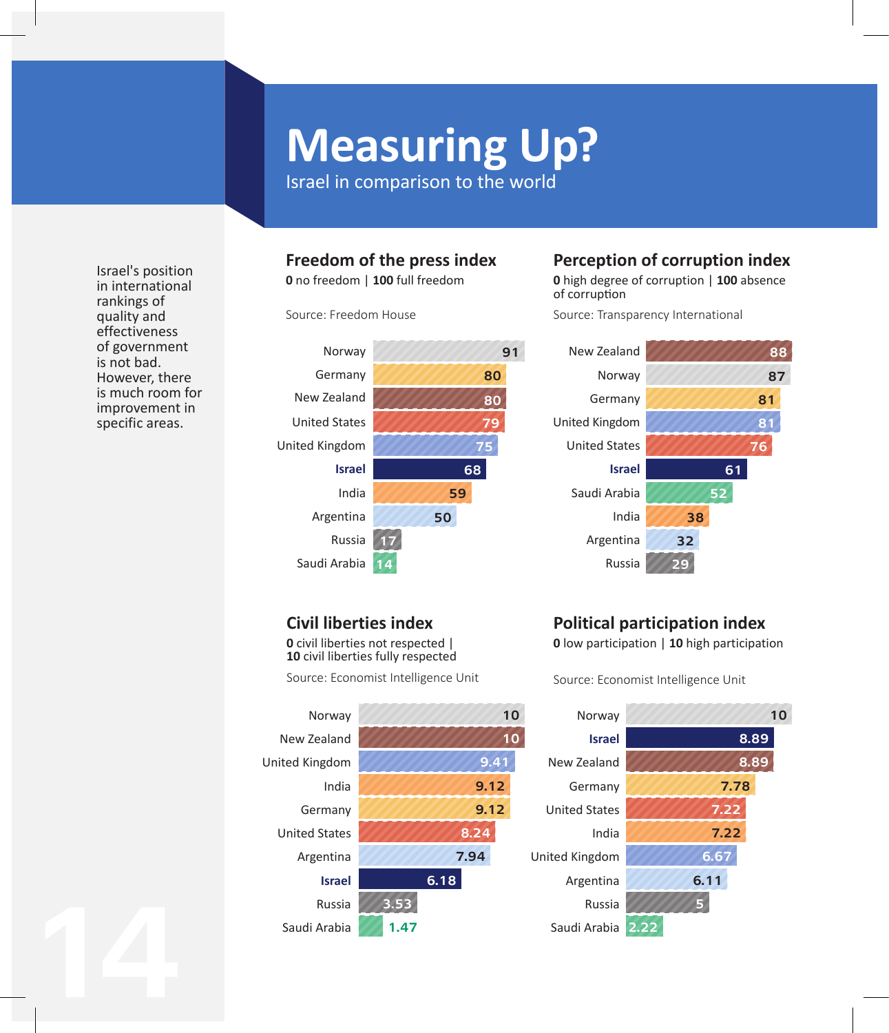# Measuring Up?

Israel in comparison to the world

Israel's position in international rankings of quality and effectiveness of government is not bad. However, there is much room for improvement in specific areas.

## Freedom of the press index

**0** no freedom | **100** full freedom

Source: Freedom House

| Country | Score |
|---|---|
| Norway | 91 |
| Germany | 80 |
| New Zealand | 80 |
| United States | 79 |
| United Kingdom | 75 |
| **Israel** | 68 |
| India | 59 |
| Argentina | 50 |
| Russia | 17 |
| Saudi Arabia | 14 |

## Perception of corruption index

**0** high degree of corruption | **100** absence of corruption

Source: Transparency International

| Country | Score |
|---|---|
| New Zealand | 88 |
| Norway | 87 |
| Germany | 81 |
| United Kingdom | 81 |
| United States | 76 |
| **Israel** | 61 |
| Saudi Arabia | 52 |
| India | 38 |
| Argentina | 32 |
| Russia | 29 |

## Civil liberties index

**0** civil liberties not respected | **10** civil liberties fully respected

Source: Economist Intelligence Unit

| Country | Score |
|---|---|
| Norway | 10 |
| New Zealand | 10 |
| United Kingdom | 9.41 |
| India | 9.12 |
| Germany | 9.12 |
| United States | 8.24 |
| Argentina | 7.94 |
| **Israel** | 6.18 |
| Russia | 3.53 |
| Saudi Arabia | 1.47 |

## Political participation index

**0** low participation | **10** high participation

Source: Economist Intelligence Unit

| Country | Score |
|---|---|
| Norway | 10 |
| **Israel** | 8.89 |
| New Zealand | 8.89 |
| Germany | 7.78 |
| United States | 7.22 |
| India | 7.22 |
| United Kingdom | 6.67 |
| Argentina | 6.11 |
| Russia | 5 |
| Saudi Arabia | 2.22 |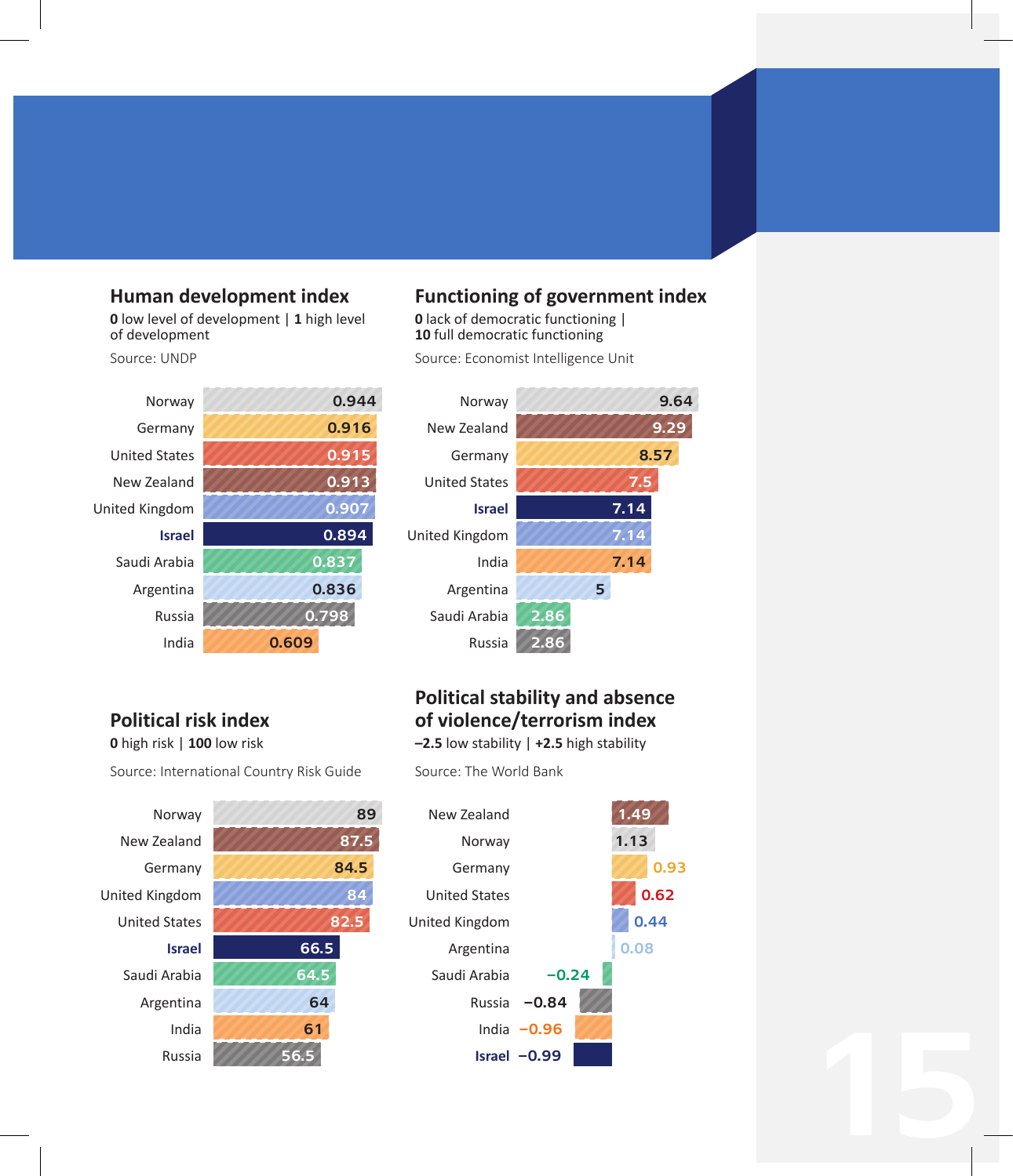### Human development index

**0** low level of development | **1** high level of development

Source: UNDP

| Country | Value |
| --- | --- |
| Norway | 0.944 |
| Germany | 0.916 |
| United States | 0.915 |
| New Zealand | 0.913 |
| United Kingdom | 0.907 |
| **Israel** | **0.894** |
| Saudi Arabia | 0.837 |
| Argentina | 0.836 |
| Russia | 0.798 |
| India | 0.609 |

### Functioning of government index

**0** lack of democratic functioning | **10** full democratic functioning

Source: Economist Intelligence Unit

| Country | Value |
| --- | --- |
| Norway | 9.64 |
| New Zealand | 9.29 |
| Germany | 8.57 |
| United States | 7.5 |
| **Israel** | **7.14** |
| United Kingdom | 7.14 |
| India | 7.14 |
| Argentina | 5 |
| Saudi Arabia | 2.86 |
| Russia | 2.86 |

### Political risk index

**0** high risk | **100** low risk

Source: International Country Risk Guide

| Country | Value |
| --- | --- |
| Norway | 89 |
| New Zealand | 87.5 |
| Germany | 84.5 |
| United Kingdom | 84 |
| United States | 82.5 |
| **Israel** | **66.5** |
| Saudi Arabia | 64.5 |
| Argentina | 64 |
| India | 61 |
| Russia | 56.5 |

### Political stability and absence of violence/terrorism index

**–2.5** low stability | **+2.5** high stability

Source: The World Bank

| Country | Value |
| --- | --- |
| New Zealand | 1.49 |
| Norway | 1.13 |
| Germany | 0.93 |
| United States | 0.62 |
| United Kingdom | 0.44 |
| Argentina | 0.08 |
| Saudi Arabia | −0.24 |
| Russia | −0.84 |
| India | −0.96 |
| **Israel** | **−0.99** |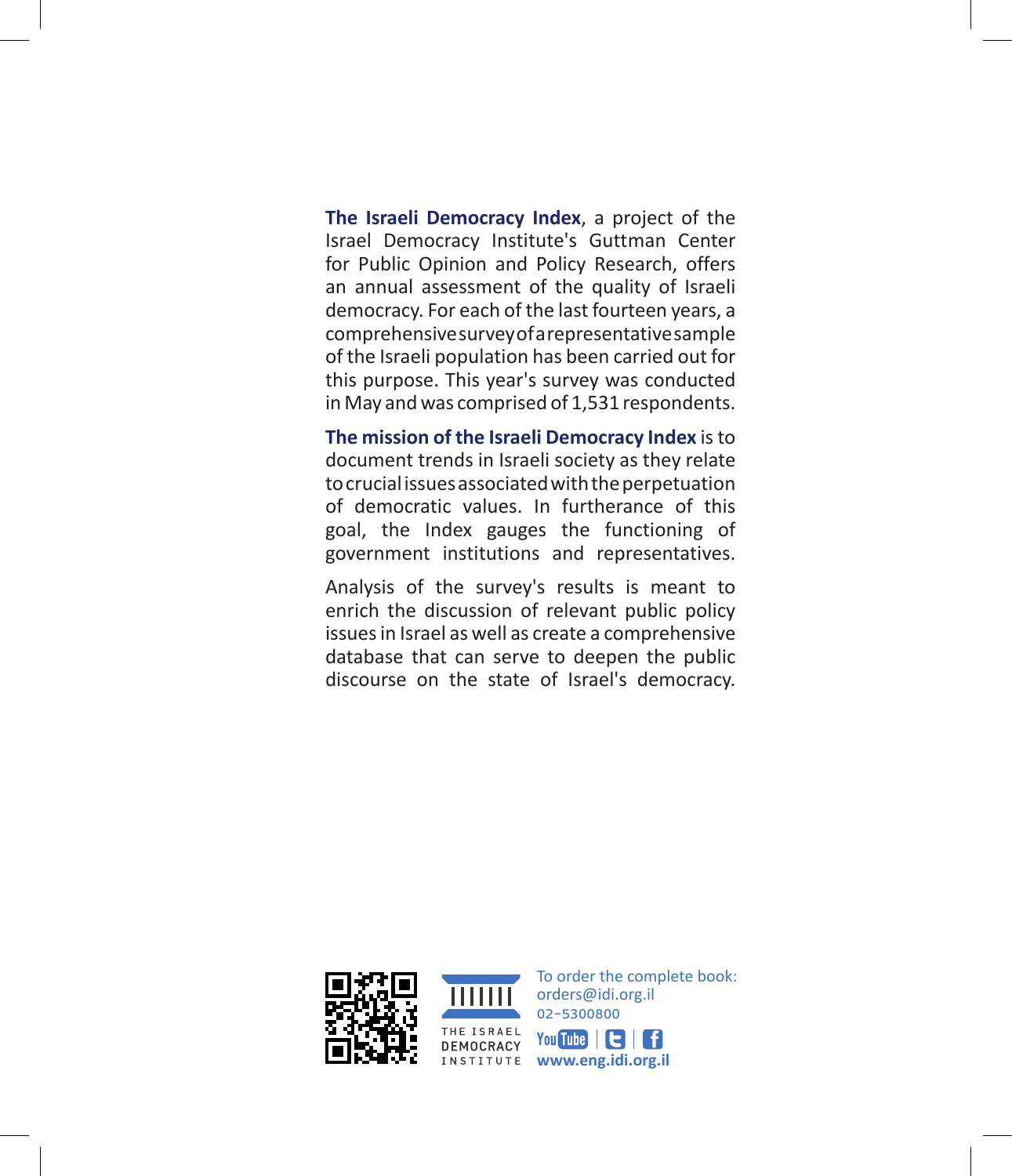**The Israeli Democracy Index**, a project of the Israel Democracy Institute's Guttman Center for Public Opinion and Policy Research, offers an annual assessment of the quality of Israeli democracy. For each of the last fourteen years, a comprehensive survey of a representative sample of the Israeli population has been carried out for this purpose. This year's survey was conducted in May and was comprised of 1,531 respondents.

**The mission of the Israeli Democracy Index** is to document trends in Israeli society as they relate to crucial issues associated with the perpetuation of democratic values. In furtherance of this goal, the Index gauges the functioning of government institutions and representatives.

Analysis of the survey's results is meant to enrich the discussion of relevant public policy issues in Israel as well as create a comprehensive database that can serve to deepen the public discourse on the state of Israel's democracy.

THE ISRAEL DEMOCRACY INSTITUTE

To order the complete book:
orders@idi.org.il
02-5300800

**www.eng.idi.org.il**